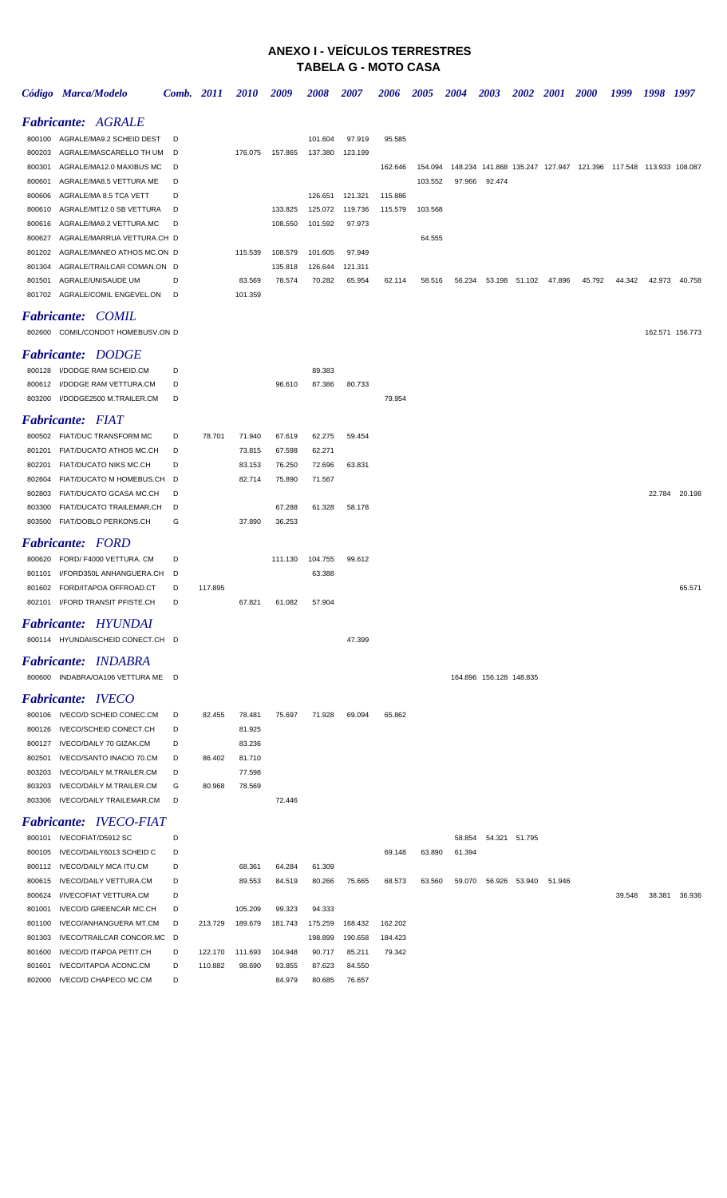# ANEXO I - VEÍCULOS TERRESTRES
## TABELA G - MOTO CASA

| Código | Marca/Modelo | Comb. | 2011 | 2010 | 2009 | 2008 | 2007 | 2006 | 2005 | 2004 | 2003 | 2002 | 2001 | 2000 | 1999 | 1998 | 1997 |
|---|---|---|---|---|---|---|---|---|---|---|---|---|---|---|---|---|---|
| ***Fabricante: AGRALE*** | | | | | | | | | | | | | | | | | |
| 800100 | AGRALE/MA9.2 SCHEID DEST | D | | | | 101.604 | 97.919 | 95.585 | | | | | | | | | |
| 800203 | AGRALE/MASCARELLO TH UM | D | | 176.075 | 157.865 | 137.380 | 123.199 | | | | | | | | | | |
| 800301 | AGRALE/MA12.0 MAXIBUS MC | D | | | | | | 162.646 | 154.094 | 148.234 | 141.868 | 135.247 | 127.947 | 121.396 | 117.548 | 113.933 | 108.087 |
| 800601 | AGRALE/MA8.5 VETTURA ME | D | | | | | | | 103.552 | 97.966 | 92.474 | | | | | | |
| 800606 | AGRALE/MA 8.5 TCA VETT | D | | | | 126.651 | 121.321 | 115.886 | | | | | | | | | |
| 800610 | AGRALE/MT12.0 SB VETTURA | D | | | 133.825 | 125.072 | 119.736 | 115.579 | 103.568 | | | | | | | | |
| 800616 | AGRALE/MA9.2 VETTURA.MC | D | | | 108.550 | 101.592 | 97.973 | | | | | | | | | | |
| 800627 | AGRALE/MARRUA VETTURA.CH | D | | | | | | | 64.555 | | | | | | | | |
| 801202 | AGRALE/MANEO ATHOS MC.ON | D | | 115.539 | 108.579 | 101.605 | 97.949 | | | | | | | | | | |
| 801304 | AGRALE/TRAILCAR COMAN.ON | D | | | 135.818 | 126.644 | 121.311 | | | | | | | | | | |
| 801501 | AGRALE/UNISAUDE UM | D | | 83.569 | 78.574 | 70.282 | 65.954 | 62.114 | 58.516 | 56.234 | 53.198 | 51.102 | 47.896 | 45.792 | 44.342 | 42.973 | 40.758 |
| 801702 | AGRALE/COMIL ENGEVEL.ON | D | | 101.359 | | | | | | | | | | | | | |
| ***Fabricante: COMIL*** | | | | | | | | | | | | | | | | | |
| 802600 | COMIL/CONDOT HOMEBUSV.ON | D | | | | | | | | | | | | | | 162.571 | 156.773 |
| ***Fabricante: DODGE*** | | | | | | | | | | | | | | | | | |
| 800128 | I/DODGE RAM SCHEID.CM | D | | | | 89.383 | | | | | | | | | | | |
| 800612 | I/DODGE RAM VETTURA.CM | D | | | 96.610 | 87.386 | 80.733 | | | | | | | | | | |
| 803200 | I/DODGE2500 M.TRAILER.CM | D | | | | | | 79.954 | | | | | | | | | |
| ***Fabricante: FIAT*** | | | | | | | | | | | | | | | | | |
| 800502 | FIAT/DUC TRANSFORM MC | D | 78.701 | 71.940 | 67.619 | 62.275 | 59.454 | | | | | | | | | | |
| 801201 | FIAT/DUCATO ATHOS MC.CH | D | | 73.815 | 67.598 | 62.271 | | | | | | | | | | | |
| 802201 | FIAT/DUCATO NIKS MC.CH | D | | 83.153 | 76.250 | 72.696 | 63.831 | | | | | | | | | | |
| 802604 | FIAT/DUCATO M HOMEBUS.CH | D | | 82.714 | 75.890 | 71.567 | | | | | | | | | | | |
| 802803 | FIAT/DUCATO GCASA MC.CH | D | | | | | | | | | | | | | | 22.784 | 20.198 |
| 803300 | FIAT/DUCATO TRAILEMAR.CH | D | | | 67.288 | 61.328 | 58.178 | | | | | | | | | | |
| 803500 | FIAT/DOBLO PERKONS.CH | G | | 37.890 | 36.253 | | | | | | | | | | | | |
| ***Fabricante: FORD*** | | | | | | | | | | | | | | | | | |
| 800620 | FORD/ F4000 VETTURA. CM | D | | | 111.130 | 104.755 | 99.612 | | | | | | | | | | |
| 801101 | I/FORD350L ANHANGUERA.CH | D | | | | 63.388 | | | | | | | | | | | |
| 801602 | FORD/ITAPOA OFFROAD.CT | D | 117.895 | | | | | | | | | | | | | | 65.571 |
| 802101 | I/FORD TRANSIT PFISTE.CH | D | | 67.821 | 61.082 | 57.904 | | | | | | | | | | | |
| ***Fabricante: HYUNDAI*** | | | | | | | | | | | | | | | | | |
| 800114 | HYUNDAI/SCHEID CONECT.CH | D | | | | | 47.399 | | | | | | | | | | |
| ***Fabricante: INDABRA*** | | | | | | | | | | | | | | | | | |
| 800600 | INDABRA/OA106 VETTURA ME | D | | | | | | | | 164.896 | 156.128 | 148.835 | | | | | |
| ***Fabricante: IVECO*** | | | | | | | | | | | | | | | | | |
| 800106 | IVECO/D SCHEID CONEC.CM | D | 82.455 | 78.481 | 75.697 | 71.928 | 69.094 | 65.862 | | | | | | | | | |
| 800126 | IVECO/SCHEID CONECT.CH | D | | 81.925 | | | | | | | | | | | | | |
| 800127 | IVECO/DAILY 70 GIZAK.CM | D | | 83.236 | | | | | | | | | | | | | |
| 802501 | IVECO/SANTO INACIO 70.CM | D | 86.402 | 81.710 | | | | | | | | | | | | | |
| 803203 | IVECO/DAILY M.TRAILER.CM | D | | 77.598 | | | | | | | | | | | | | |
| 803203 | IVECO/DAILY M.TRAILER.CM | G | 80.968 | 78.569 | | | | | | | | | | | | | |
| 803306 | IVECO/DAILY TRAILEMAR.CM | D | | | 72.446 | | | | | | | | | | | | |
| ***Fabricante: IVECO-FIAT*** | | | | | | | | | | | | | | | | | |
| 800101 | IVECOFIAT/D5912 SC | D | | | | | | | | 58.854 | 54.321 | 51.795 | | | | | |
| 800105 | IVECO/DAILY6013 SCHEID C | D | | | | | | 69.148 | 63.890 | 61.394 | | | | | | | |
| 800112 | IVECO/DAILY MCA ITU.CM | D | | 68.361 | 64.284 | 61.309 | | | | | | | | | | | |
| 800615 | IVECO/DAILY VETTURA.CM | D | | 89.553 | 84.519 | 80.266 | 75.665 | 68.573 | 63.560 | 59.070 | 56.926 | 53.940 | 51.946 | | | | |
| 800624 | I/IVECOFIAT VETTURA.CM | D | | | | | | | | | | | | | 39.548 | 38.381 | 36.936 |
| 801001 | IVECO/D GREENCAR MC.CH | D | | 105.209 | 99.323 | 94.333 | | | | | | | | | | | |
| 801100 | IVECO/ANHANGUERA MT.CM | D | 213.729 | 189.679 | 181.743 | 175.259 | 168.432 | 162.202 | | | | | | | | | |
| 801303 | IVECO/TRAILCAR CONCOR.MC | D | | | | 198.899 | 190.658 | 184.423 | | | | | | | | | |
| 801600 | IVECO/D ITAPOA PETIT.CH | D | 122.170 | 111.693 | 104.948 | 90.717 | 85.211 | 79.342 | | | | | | | | | |
| 801601 | IVECO/ITAPOA ACONC.CM | D | 110.882 | 98.690 | 93.855 | 87.623 | 84.550 | | | | | | | | | | |
| 802000 | IVECO/D CHAPECO MC.CM | D | | | 84.979 | 80.685 | 76.657 | | | | | | | | | | |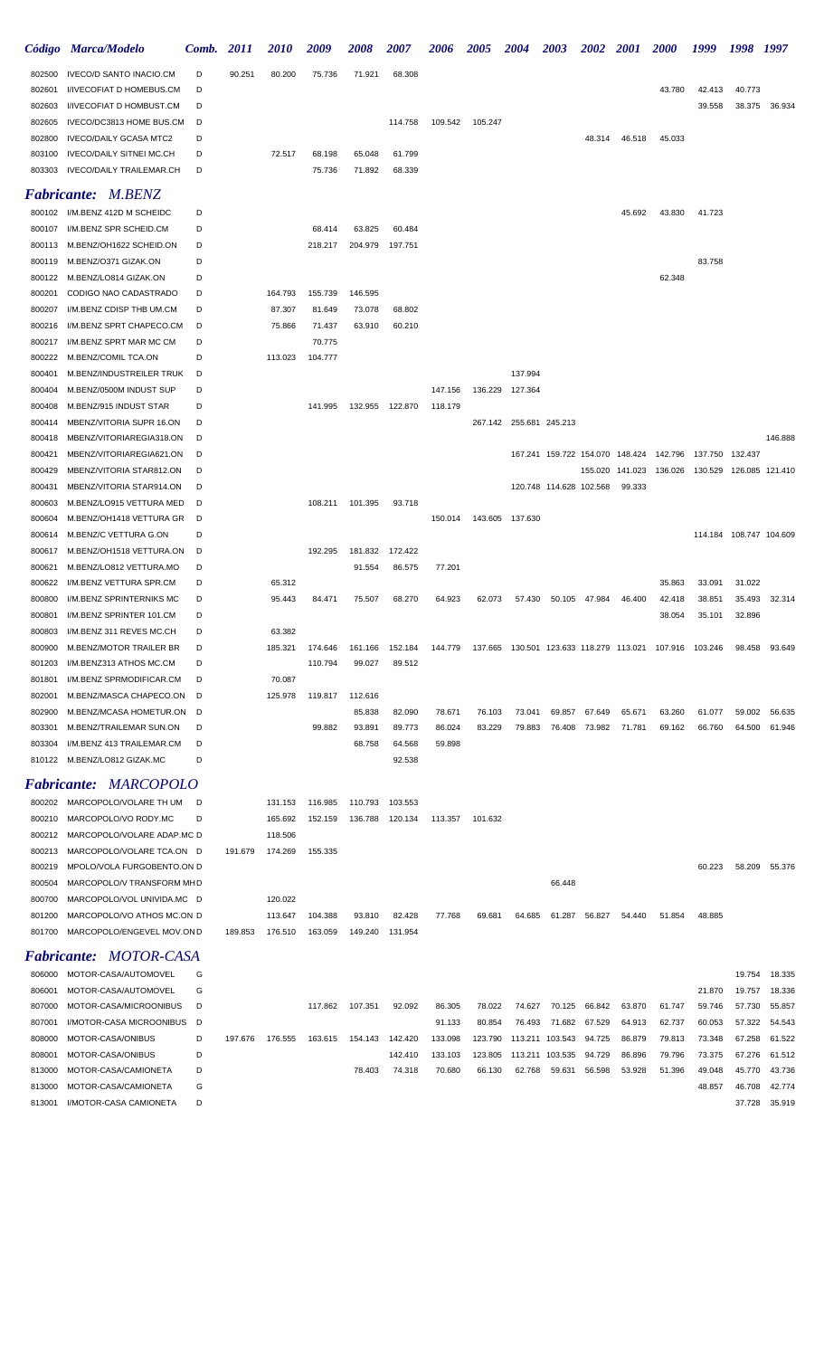| Código | Marca/Modelo | Comb. | 2011 | 2010 | 2009 | 2008 | 2007 | 2006 | 2005 | 2004 | 2003 | 2002 | 2001 | 2000 | 1999 | 1998 | 1997 |
|---|---|---|---|---|---|---|---|---|---|---|---|---|---|---|---|---|---|
| 802500 | IVECO/D SANTO INACIO.CM | D | 90.251 | 80.200 | 75.736 | 71.921 | 68.308 | | | | | | | | | | |
| 802601 | I/IVECOFIAT D HOMEBUS.CM | D | | | | | | | | | | | | 43.780 | 42.413 | 40.773 | |
| 802603 | I/IVECOFIAT D HOMBUST.CM | D | | | | | | | | | | | | | 39.558 | 38.375 | 36.934 |
| 802605 | IVECO/DC3813 HOME BUS.CM | D | | | | | 114.758 | 109.542 | 105.247 | | | | | | | | |
| 802800 | IVECO/DAILY GCASA MTC2 | D | | | | | | | | | | 48.314 | 46.518 | 45.033 | | | |
| 803100 | IVECO/DAILY SITNEI MC.CH | D | | 72.517 | 68.198 | 65.048 | 61.799 | | | | | | | | | | |
| 803303 | IVECO/DAILY TRAILEMAR.CH | D | | | 75.736 | 71.892 | 68.339 | | | | | | | | | | |

## *Fabricante: M.BENZ*

| Código | Marca/Modelo | Comb. | 2011 | 2010 | 2009 | 2008 | 2007 | 2006 | 2005 | 2004 | 2003 | 2002 | 2001 | 2000 | 1999 | 1998 | 1997 |
|---|---|---|---|---|---|---|---|---|---|---|---|---|---|---|---|---|---|
| 800102 | I/M.BENZ 412D M SCHEIDC | D | | | | | | | | | | | 45.692 | 43.830 | 41.723 | | |
| 800107 | I/M.BENZ SPR SCHEID.CM | D | | | 68.414 | 63.825 | 60.484 | | | | | | | | | | |
| 800113 | M.BENZ/OH1622 SCHEID.ON | D | | | 218.217 | 204.979 | 197.751 | | | | | | | | | | |
| 800119 | M.BENZ/O371 GIZAK.ON | D | | | | | | | | | | | | | 83.758 | | |
| 800122 | M.BENZ/LO814 GIZAK.ON | D | | | | | | | | | | | | 62.348 | | | |
| 800201 | CODIGO NAO CADASTRADO | D | | 164.793 | 155.739 | 146.595 | | | | | | | | | | | |
| 800207 | I/M.BENZ CDISP THB UM.CM | D | | 87.307 | 81.649 | 73.078 | 68.802 | | | | | | | | | | |
| 800216 | I/M.BENZ SPRT CHAPECO.CM | D | | 75.866 | 71.437 | 63.910 | 60.210 | | | | | | | | | | |
| 800217 | I/M.BENZ SPRT MAR MC CM | D | | | 70.775 | | | | | | | | | | | | |
| 800222 | M.BENZ/COMIL TCA.ON | D | | 113.023 | 104.777 | | | | | | | | | | | | |
| 800401 | M.BENZ/INDUSTREILER TRUK | D | | | | | | | | 137.994 | | | | | | | |
| 800404 | M.BENZ/0500M INDUST SUP | D | | | | | | 147.156 | 136.229 | 127.364 | | | | | | | |
| 800408 | M.BENZ/915 INDUST STAR | D | | | 141.995 | 132.955 | 122.870 | 118.179 | | | | | | | | | |
| 800414 | MBENZ/VITORIA SUPR 16.ON | D | | | | | | | 267.142 | 255.681 | 245.213 | | | | | | |
| 800418 | MBENZ/VITORIAREGIA318.ON | D | | | | | | | | | | | | | | | 146.888 |
| 800421 | MBENZ/VITORIAREGIA621.ON | D | | | | | | | | 167.241 | 159.722 | 154.070 | 148.424 | 142.796 | 137.750 | 132.437 | |
| 800429 | MBENZ/VITORIA STAR812.ON | D | | | | | | | | | | 155.020 | 141.023 | 136.026 | 130.529 | 126.085 | 121.410 |
| 800431 | MBENZ/VITORIA STAR914.ON | D | | | | | | | | 120.748 | 114.628 | 102.568 | 99.333 | | | | |
| 800603 | M.BENZ/LO915 VETTURA MED | D | | | 108.211 | 101.395 | 93.718 | | | | | | | | | | |
| 800604 | M.BENZ/OH1418 VETTURA GR | D | | | | | | 150.014 | 143.605 | 137.630 | | | | | | | |
| 800614 | M.BENZ/C VETTURA G.ON | D | | | | | | | | | | | | | 114.184 | 108.747 | 104.609 |
| 800617 | M.BENZ/OH1518 VETTURA.ON | D | | | 192.295 | 181.832 | 172.422 | | | | | | | | | | |
| 800621 | M.BENZ/LO812 VETTURA.MO | D | | | | 91.554 | 86.575 | 77.201 | | | | | | | | | |
| 800622 | I/M.BENZ VETTURA SPR.CM | D | | 65.312 | | | | | | | | | | 35.863 | 33.091 | 31.022 | |
| 800800 | I/M.BENZ SPRINTERNIKS MC | D | | 95.443 | 84.471 | 75.507 | 68.270 | 64.923 | 62.073 | 57.430 | 50.105 | 47.984 | 46.400 | 42.418 | 38.851 | 35.493 | 32.314 |
| 800801 | I/M.BENZ SPRINTER 101.CM | D | | | | | | | | | | | | 38.054 | 35.101 | 32.896 | |
| 800803 | I/M.BENZ 311 REVES MC.CH | D | | 63.382 | | | | | | | | | | | | | |
| 800900 | M.BENZ/MOTOR TRAILER BR | D | | 185.321 | 174.646 | 161.166 | 152.184 | 144.779 | 137.665 | 130.501 | 123.633 | 118.279 | 113.021 | 107.916 | 103.246 | 98.458 | 93.649 |
| 801203 | I/M.BENZ313 ATHOS MC.CH | D | | | 110.794 | 99.027 | 89.512 | | | | | | | | | | |
| 801801 | I/M.BENZ SPRMODIFICAR.CM | D | | 70.087 | | | | | | | | | | | | | |
| 802001 | M.BENZ/MASCA CHAPECO.ON | D | | 125.978 | 119.817 | 112.616 | | | | | | | | | | | |
| 802900 | M.BENZ/MCASA HOMETUR.ON | D | | | | 85.838 | 82.090 | 78.671 | 76.103 | 73.041 | 69.857 | 67.649 | 65.671 | 63.260 | 61.077 | 59.002 | 56.635 |
| 803301 | M.BENZ/TRAILEMAR SUN.ON | D | | | 99.882 | 93.891 | 89.773 | 86.024 | 83.229 | 79.883 | 76.408 | 73.982 | 71.781 | 69.162 | 66.760 | 64.500 | 61.946 |
| 803304 | I/M.BENZ 413 TRAILEMAR.CM | D | | | | 68.758 | 64.568 | 59.898 | | | | | | | | | |
| 810122 | M.BENZ/LO812 GIZAK.MC | D | | | | | 92.538 | | | | | | | | | | |

## *Fabricante: MARCOPOLO*

| Código | Marca/Modelo | Comb. | 2011 | 2010 | 2009 | 2008 | 2007 | 2006 | 2005 | 2004 | 2003 | 2002 | 2001 | 2000 | 1999 | 1998 | 1997 |
|---|---|---|---|---|---|---|---|---|---|---|---|---|---|---|---|---|---|
| 800202 | MARCOPOLO/VOLARE TH UM | D | | 131.153 | 116.985 | 110.793 | 103.553 | | | | | | | | | | |
| 800210 | MARCOPOLO/VO RODY.MC | D | | 165.692 | 152.159 | 136.788 | 120.134 | 113.357 | 101.632 | | | | | | | | |
| 800212 | MARCOPOLO/VOLARE ADAP.MC | D | | 118.506 | | | | | | | | | | | | | |
| 800213 | MARCOPOLO/VOLARE TCA.ON | D | 191.679 | 174.269 | 155.335 | | | | | | | | | | | | |
| 800219 | MPOLO/VOLA FURGOBENTO.ON | D | | | | | | | | | | | | | 60.223 | 58.209 | 55.376 |
| 800504 | MARCOPOLO/V TRANSFORM MH | D | | | | | | | | | 66.448 | | | | | | |
| 800700 | MARCOPOLO/VOL UNIVIDA.MC | D | | 120.022 | | | | | | | | | | | | | |
| 801200 | MARCOPOLO/VO ATHOS MC.ON | D | | 113.647 | 104.388 | 93.810 | 82.428 | 77.768 | 69.681 | 64.685 | 61.287 | 56.827 | 54.440 | 51.854 | 48.885 | | |
| 801700 | MARCOPOLO/ENGEVEL MOV.ON | D | 189.853 | 176.510 | 163.059 | 149.240 | 131.954 | | | | | | | | | | |

## *Fabricante: MOTOR-CASA*

| Código | Marca/Modelo | Comb. | 2011 | 2010 | 2009 | 2008 | 2007 | 2006 | 2005 | 2004 | 2003 | 2002 | 2001 | 2000 | 1999 | 1998 | 1997 |
|---|---|---|---|---|---|---|---|---|---|---|---|---|---|---|---|---|---|
| 806000 | MOTOR-CASA/AUTOMOVEL | G | | | | | | | | | | | | | | 19.754 | 18.335 |
| 806001 | MOTOR-CASA/AUTOMOVEL | G | | | | | | | | | | | | | 21.870 | 19.757 | 18.336 |
| 807000 | MOTOR-CASA/MICROONIBUS | D | | | 117.862 | 107.351 | 92.092 | 86.305 | 78.022 | 74.627 | 70.125 | 66.842 | 63.870 | 61.747 | 59.746 | 57.730 | 55.857 |
| 807001 | I/MOTOR-CASA MICROONIBUS | D | | | | | | 91.133 | 80.854 | 76.493 | 71.682 | 67.529 | 64.913 | 62.737 | 60.053 | 57.322 | 54.543 |
| 808000 | MOTOR-CASA/ONIBUS | D | 197.676 | 176.555 | 163.615 | 154.143 | 142.420 | 133.098 | 123.790 | 113.211 | 103.543 | 94.725 | 86.879 | 79.813 | 73.348 | 67.258 | 61.522 |
| 808001 | MOTOR-CASA/ONIBUS | D | | | | | 142.410 | 133.103 | 123.805 | 113.211 | 103.535 | 94.729 | 86.896 | 79.796 | 73.375 | 67.276 | 61.512 |
| 813000 | MOTOR-CASA/CAMIONETA | D | | | | 78.403 | 74.318 | 70.680 | 66.130 | 62.768 | 59.631 | 56.598 | 53.928 | 51.396 | 49.048 | 45.770 | 43.736 |
| 813000 | MOTOR-CASA/CAMIONETA | G | | | | | | | | | | | | | 48.857 | 46.708 | 42.774 |
| 813001 | I/MOTOR-CASA CAMIONETA | D | | | | | | | | | | | | | | 37.728 | 35.919 |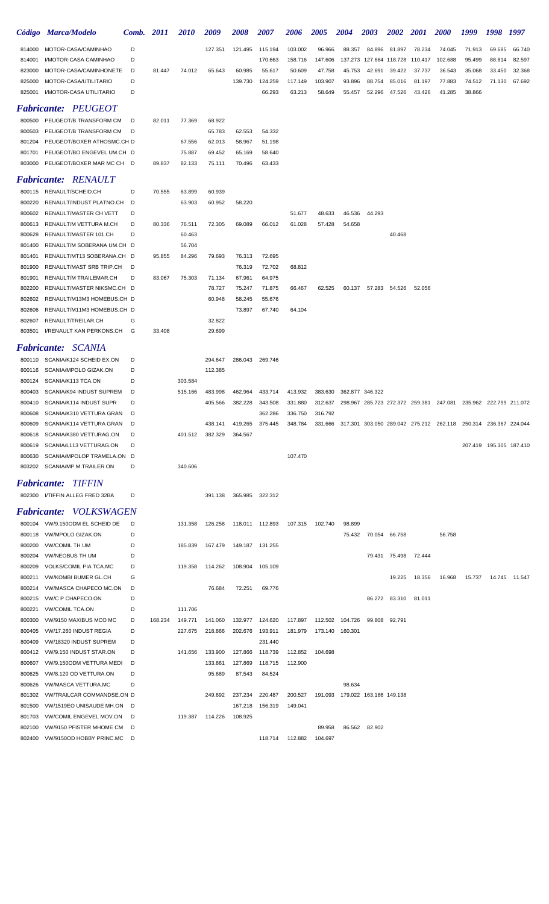| *Código* | *Marca/Modelo* | *Comb.* | *2011* | *2010* | *2009* | *2008* | *2007* | *2006* | *2005* | *2004* | *2003* | *2002* | *2001* | *2000* | *1999* | *1998* | *1997* |
|---|---|---|---|---|---|---|---|---|---|---|---|---|---|---|---|---|---|
| 814000 | MOTOR-CASA/CAMINHAO | D | | | 127.351 | 121.495 | 115.194 | 103.002 | 96.966 | 88.357 | 84.896 | 81.897 | 78.234 | 74.045 | 71.913 | 69.685 | 66.740 |
| 814001 | I/MOTOR-CASA CAMINHAO | D | | | | | 170.663 | 158.716 | 147.606 | 137.273 | 127.664 | 118.728 | 110.417 | 102.688 | 95.499 | 88.814 | 82.597 |
| 823000 | MOTOR-CASA/CAMINHONETE | D | 81.447 | 74.012 | 65.643 | 60.985 | 55.617 | 50.609 | 47.758 | 45.753 | 42.691 | 39.422 | 37.737 | 36.543 | 35.068 | 33.450 | 32.368 |
| 825000 | MOTOR-CASA/UTILITARIO | D | | | | 139.730 | 124.259 | 117.149 | 103.907 | 93.896 | 88.754 | 85.016 | 81.197 | 77.883 | 74.512 | 71.130 | 67.692 |
| 825001 | I/MOTOR-CASA UTILITARIO | D | | | | | 66.293 | 63.213 | 58.649 | 55.457 | 52.296 | 47.526 | 43.426 | 41.285 | 38.866 | | |

## *Fabricante: PEUGEOT*

| *Código* | *Marca/Modelo* | *Comb.* | *2011* | *2010* | *2009* | *2008* | *2007* | *2006* | *2005* | *2004* | *2003* | *2002* | *2001* | *2000* | *1999* | *1998* | *1997* |
|---|---|---|---|---|---|---|---|---|---|---|---|---|---|---|---|---|---|
| 800500 | PEUGEOT/B TRANSFORM CM | D | 82.011 | 77.369 | 68.922 | | | | | | | | | | | | |
| 800503 | PEUGEOT/B TRANSFORM CM | D | | | 65.783 | 62.553 | 54.332 | | | | | | | | | | |
| 801204 | PEUGEOT/BOXER ATHOSMC.CH | D | | 67.556 | 62.013 | 58.967 | 51.198 | | | | | | | | | | |
| 801701 | PEUGEOT/BO ENGEVEL UM.CH | D | | 75.887 | 69.452 | 65.169 | 58.640 | | | | | | | | | | |
| 803000 | PEUGEOT/BOXER MAR MC CH | D | 89.837 | 82.133 | 75.111 | 70.496 | 63.433 | | | | | | | | | | |

## *Fabricante: RENAULT*

| *Código* | *Marca/Modelo* | *Comb.* | *2011* | *2010* | *2009* | *2008* | *2007* | *2006* | *2005* | *2004* | *2003* | *2002* | *2001* | *2000* | *1999* | *1998* | *1997* |
|---|---|---|---|---|---|---|---|---|---|---|---|---|---|---|---|---|---|
| 800115 | RENAULT/SCHEID.CH | D | 70.555 | 63.899 | 60.939 | | | | | | | | | | | | |
| 800220 | RENAULT/INDUST PLATNO.CH | D | | 63.903 | 60.952 | 58.220 | | | | | | | | | | | |
| 800602 | RENAULT/MASTER CH VETT | D | | | | | | 51.677 | 48.633 | 46.536 | 44.293 | | | | | | |
| 800613 | RENAULT/M VETTURA M.CH | D | 80.336 | 76.511 | 72.305 | 69.089 | 66.012 | 61.028 | 57.428 | 54.658 | | | | | | | |
| 800628 | RENAULT/MASTER 101.CH | D | | 60.463 | | | | | | | | 40.468 | | | | | |
| 801400 | RENAULT/M SOBERANA UM.CH | D | | 56.704 | | | | | | | | | | | | | |
| 801401 | RENAULT/MT13 SOBERANA.CH | D | 95.855 | 84.296 | 79.693 | 76.313 | 72.695 | | | | | | | | | | |
| 801900 | RENAULT/MAST SRB TRIP.CH | D | | | | 76.319 | 72.702 | 68.812 | | | | | | | | | |
| 801901 | RENAULT/M TRAILEMAR.CH | D | 83.067 | 75.303 | 71.134 | 67.961 | 64.975 | | | | | | | | | | |
| 802200 | RENAULT/MASTER NIKSMC.CH | D | | | 78.727 | 75.247 | 71.875 | 66.467 | 62.525 | 60.137 | 57.283 | 54.526 | 52.056 | | | | |
| 802602 | RENAULT/M13M3 HOMEBUS.CH | D | | | 60.948 | 58.245 | 55.676 | | | | | | | | | | |
| 802606 | RENAULT/M11M3 HOMEBUS.CH | D | | | | 73.897 | 67.740 | 64.104 | | | | | | | | | |
| 802607 | RENAULT/TREILAR.CH | G | | | 32.822 | | | | | | | | | | | | |
| 803501 | I/RENAULT KAN PERKONS.CH | G | 33.408 | | 29.699 | | | | | | | | | | | | |

## *Fabricante: SCANIA*

| *Código* | *Marca/Modelo* | *Comb.* | *2011* | *2010* | *2009* | *2008* | *2007* | *2006* | *2005* | *2004* | *2003* | *2002* | *2001* | *2000* | *1999* | *1998* | *1997* |
|---|---|---|---|---|---|---|---|---|---|---|---|---|---|---|---|---|---|
| 800110 | SCANIA/K124 SCHEID EX.ON | D | | | 294.647 | 286.043 | 269.746 | | | | | | | | | | |
| 800116 | SCANIA/MPOLO GIZAK.ON | D | | | 112.385 | | | | | | | | | | | | |
| 800124 | SCANIA/K113 TCA.ON | D | | 303.584 | | | | | | | | | | | | | |
| 800403 | SCANIA/K94 INDUST SUPREM | D | | 515.166 | 483.998 | 462.964 | 433.714 | 413.932 | 383.630 | 362.877 | 346.322 | | | | | | |
| 800410 | SCANIA/K114 INDUST SUPR | D | | | 405.566 | 382.228 | 343.508 | 331.880 | 312.637 | 298.967 | 285.723 | 272.372 | 259.381 | 247.081 | 235.962 | 222.799 | 211.072 |
| 800608 | SCANIA/K310 VETTURA GRAN | D | | | | | 362.286 | 336.750 | 316.792 | | | | | | | | |
| 800609 | SCANIA/K114 VETTURA GRAN | D | | | 438.141 | 419.265 | 375.445 | 348.784 | 331.666 | 317.301 | 303.050 | 289.042 | 275.212 | 262.118 | 250.314 | 236.367 | 224.044 |
| 800618 | SCANIA/K380 VETTURAG.ON | D | | 401.512 | 382.329 | 364.567 | | | | | | | | | | | |
| 800619 | SCANIA/L113 VETTURAG.ON | D | | | | | | | | | | | | | 207.419 | 195.305 | 187.410 |
| 800630 | SCANIA/MPOLO TRAMELA.ON | D | | | | | | 107.470 | | | | | | | | | |
| 803202 | SCANIA/MP M.TRAILER.ON | D | | 340.606 | | | | | | | | | | | | | |

## *Fabricante: TIFFIN*

| *Código* | *Marca/Modelo* | *Comb.* | *2011* | *2010* | *2009* | *2008* | *2007* | *2006* | *2005* | *2004* | *2003* | *2002* | *2001* | *2000* | *1999* | *1998* | *1997* |
|---|---|---|---|---|---|---|---|---|---|---|---|---|---|---|---|---|---|
| 802300 | I/TIFFIN ALLEG FRED 32BA | D | | | 391.138 | 365.985 | 322.312 | | | | | | | | | | |

## *Fabricante: VOLKSWAGEN*

| *Código* | *Marca/Modelo* | *Comb.* | *2011* | *2010* | *2009* | *2008* | *2007* | *2006* | *2005* | *2004* | *2003* | *2002* | *2001* | *2000* | *1999* | *1998* | *1997* |
|---|---|---|---|---|---|---|---|---|---|---|---|---|---|---|---|---|---|
| 800104 | VW/9.150ODM EL SCHEID DE | D | | 131.358 | 126.258 | 118.011 | 112.893 | 107.315 | 102.740 | 98.899 | | | | | | | |
| 800118 | VW/MPOLO GIZAK.ON | D | | | | | | | | 75.432 | 70.054 | 66.758 | | 56.758 | | | |
| 800200 | VW/COMIL TH UM | D | | 185.839 | 167.479 | 149.187 | 131.255 | | | | | | | | | | |
| 800204 | VW/NEOBUS TH UM | D | | | | | | | | | 79.431 | 75.498 | 72.444 | | | | |
| 800209 | VOLKS/COMIL PIA TCA.MC | D | | 119.358 | 114.262 | 108.904 | 105.109 | | | | | | | | | | |
| 800211 | VW/KOMBI BUMER GL.CH | G | | | | | | | | | | 19.225 | 18.356 | 16.968 | 15.737 | 14.745 | 11.547 |
| 800214 | VW/MASCA CHAPECO MC.ON | D | | | 76.684 | 72.251 | 69.776 | | | | | | | | | | |
| 800215 | VW/C P CHAPECO.ON | D | | | | | | | | | 86.272 | 83.310 | 81.011 | | | | |
| 800221 | VW/COMIL TCA.ON | D | | 111.706 | | | | | | | | | | | | | |
| 800300 | VW/9150 MAXIBUS MCO MC | D | 168.234 | 149.771 | 141.060 | 132.977 | 124.620 | 117.897 | 112.502 | 104.726 | 99.808 | 92.791 | | | | | |
| 800405 | VW/17.260 INDUST REGIA | D | | 227.675 | 218.866 | 202.676 | 193.911 | 181.979 | 173.140 | 160.301 | | | | | | | |
| 800409 | VW/18320 INDUST SUPREM | D | | | | | 231.440 | | | | | | | | | | |
| 800412 | VW/9.150 INDUST STAR.ON | D | | 141.656 | 133.900 | 127.866 | 118.739 | 112.852 | 104.698 | | | | | | | | |
| 800607 | VW/9.150ODM VETTURA MEDI | D | | | 133.861 | 127.869 | 118.715 | 112.900 | | | | | | | | | |
| 800625 | VW/8.120 OD VETTURA.ON | D | | | 95.689 | 87.543 | 84.524 | | | | | | | | | | |
| 800626 | VW/MASCA VETTURA.MC | D | | | | | | | | 98.634 | | | | | | | |
| 801302 | VW/TRAILCAR COMMANDSE.ON | D | | | 249.692 | 237.234 | 220.487 | 200.527 | 191.093 | 179.022 | 163.186 | 149.138 | | | | | |
| 801500 | VW/1519EO UNISAUDE MH.ON | D | | | | 167.218 | 156.319 | 149.041 | | | | | | | | | |
| 801703 | VW/COMIL ENGEVEL MOV.ON | D | | 119.387 | 114.226 | 108.925 | | | | | | | | | | | |
| 802100 | VW/9150 PFISTER MHOME CM | D | | | | | | | 89.958 | 86.562 | 82.902 | | | | | | |
| 802400 | VW/9150OD HOBBY PRINC.MC | D | | | | | 118.714 | 112.882 | 104.697 | | | | | | | | |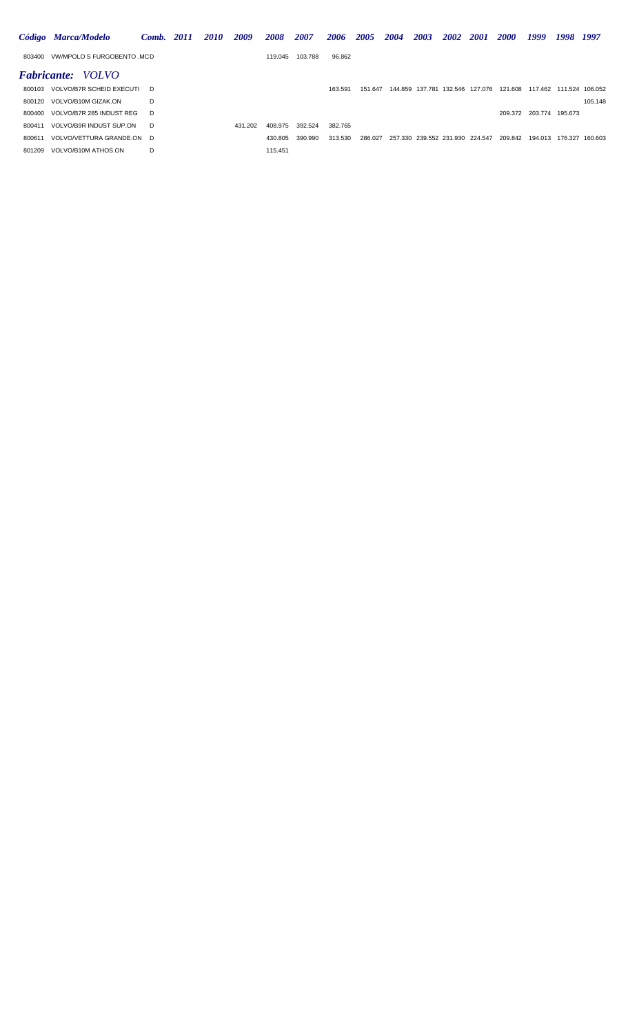| Código | Marca/Modelo | Comb. | 2011 | 2010 | 2009 | 2008 | 2007 | 2006 | 2005 | 2004 | 2003 | 2002 | 2001 | 2000 | 1999 | 1998 | 1997 |
|---|---|---|---|---|---|---|---|---|---|---|---|---|---|---|---|---|---|
| 803400 | VW/MPOLO S FURGOBENTO .MC | D | | | | 119.045 | 103.788 | 96.862 | | | | | | | | | |
| ***Fabricante:*** | ***VOLVO*** | | | | | | | | | | | | | | | | |
| 800103 | VOLVO/B7R SCHEID EXECUTI | D | | | | | | 163.591 | 151.647 | 144.859 | 137.781 | 132.546 | 127.076 | 121.608 | 117.462 | 111.524 | 106.052 |
| 800120 | VOLVO/B10M GIZAK.ON | D | | | | | | | | | | | | | | | 105.148 |
| 800400 | VOLVO/B7R 285 INDUST REG | D | | | | | | | | | | | | 209.372 | 203.774 | 195.673 | |
| 800411 | VOLVO/B9R INDUST SUP.ON | D | | | 431.202 | 408.975 | 392.524 | 382.765 | | | | | | | | | |
| 800611 | VOLVO/VETTURA GRANDE.ON | D | | | | 430.805 | 390.990 | 313.530 | 286.027 | 257.330 | 239.552 | 231.930 | 224.547 | 209.842 | 194.013 | 176.327 | 160.603 |
| 801209 | VOLVO/B10M ATHOS.ON | D | | | | 115.451 | | | | | | | | | | | |